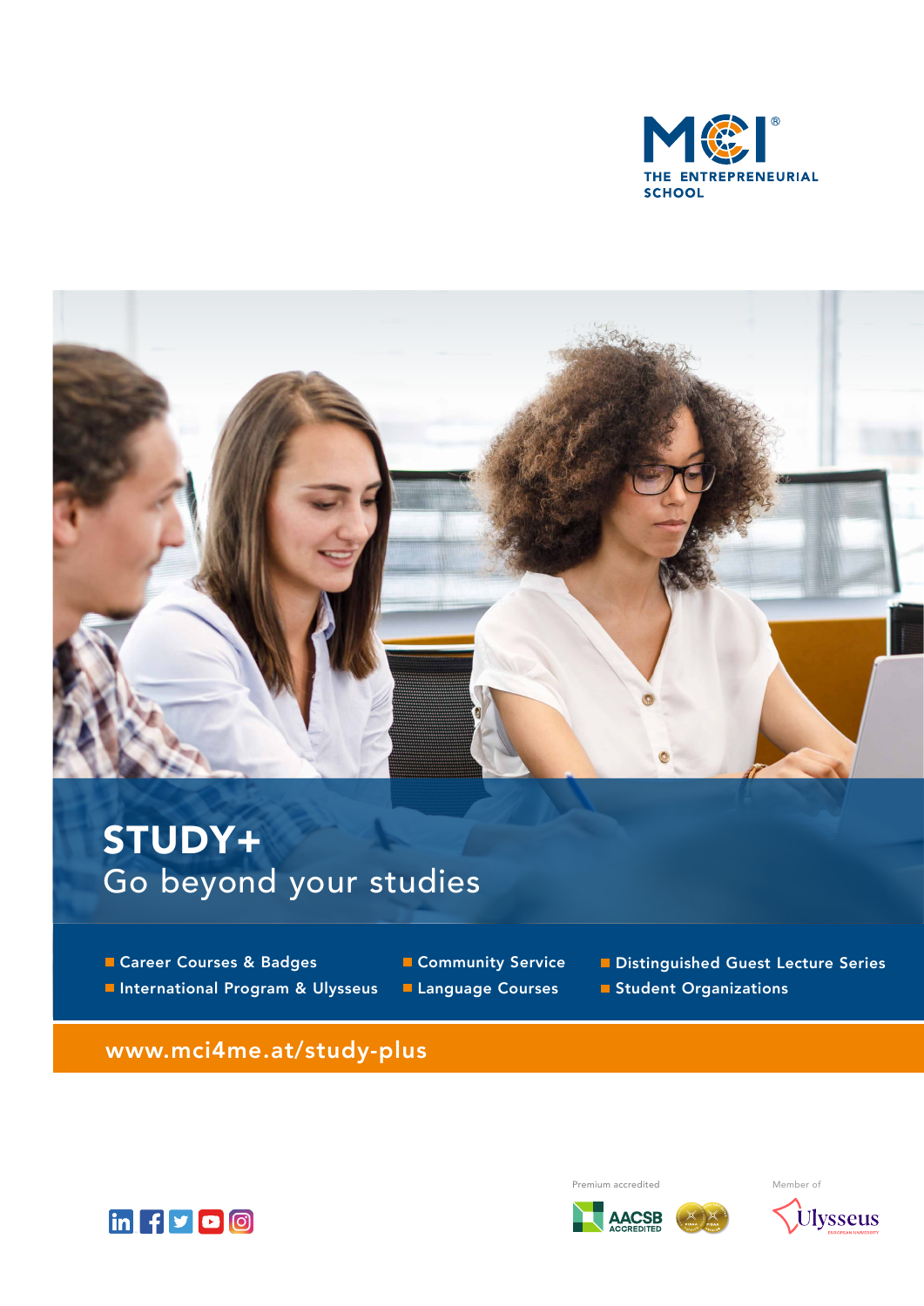MCI THE ENTREPRENEURIAL SCHOOL

# STUDY+

## Go beyond your studies

- Career Courses & Badges
- International Program & Ulysseus
- Community Service
- Language Courses
- Distinguished Guest Lecture Series
- Student Organizations

www.mci4me.at/study-plus

Premium accredited

AACSB ACCREDITED

Member of

Ulysseus EUROPEAN UNIVERSITY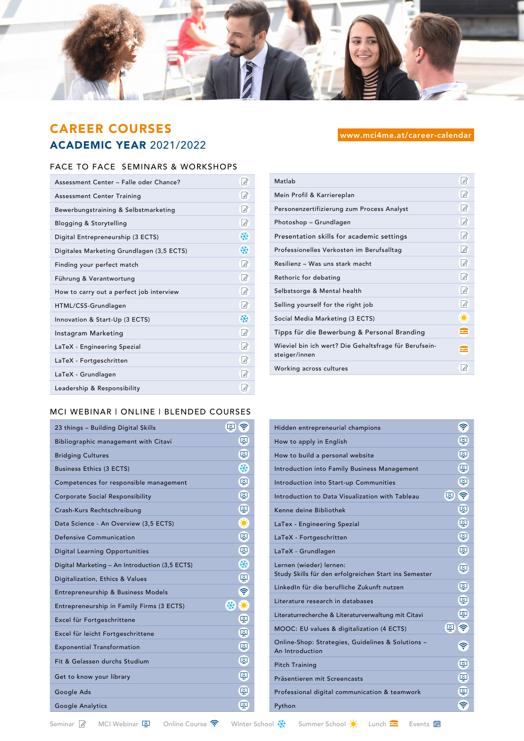# CAREER COURSES

## ACADEMIC YEAR 2021/2022

www.mci4me.at/career-calendar

### FACE TO FACE SEMINARS & WORKSHOPS

| Course | Type |
|---|---|
| Assessment Center – Falle oder Chance? | Seminar |
| Assessment Center Training | Seminar |
| Bewerbungstraining & Selbstmarketing | Seminar |
| Blogging & Storytelling | Seminar |
| Digital Entrepreneurship (3 ECTS) | Winter School |
| Digitales Marketing Grundlagen (3,5 ECTS) | Winter School |
| Finding your perfect match | Seminar |
| Führung & Verantwortung | Seminar |
| How to carry out a perfect job interview | Seminar |
| HTML/CSS-Grundlagen | Seminar |
| Innovation & Start-Up (3 ECTS) | Winter School |
| Instagram Marketing | Seminar |
| LaTeX - Engineering Spezial | Seminar |
| LaTeX - Fortgeschritten | Seminar |
| LaTeX - Grundlagen | Seminar |
| Leadership & Responsibility | Seminar |
| Matlab | Seminar |
| Mein Profil & Karriereplan | Seminar |
| Personenzertifizierung zum Process Analyst | Seminar |
| Photoshop – Grundlagen | Seminar |
| Presentation skills for academic settings | Seminar |
| Professionelles Verkosten im Berufsalltag | Seminar |
| Resilienz – Was uns stark macht | Seminar |
| Rethoric for debating | Seminar |
| Selbstsorge & Mental health | Seminar |
| Selling yourself for the right job | Seminar |
| Social Media Marketing (3 ECTS) | Summer School |
| Tipps für die Bewerbung & Personal Branding | Lunch |
| Wieviel bin ich wert? Die Gehaltsfrage für Berufsein-steiger/innen | Lunch |
| Working across cultures | Seminar |

### MCI WEBINAR | ONLINE | BLENDED COURSES

| Course | Type |
|---|---|
| 23 things – Building Digital Skills | MCI Webinar, Online Course |
| Bibliographic management with Citavi | MCI Webinar |
| Bridging Cultures | MCI Webinar |
| Business Ethics (3 ECTS) | Winter School |
| Competences for responsible management | MCI Webinar |
| Corporate Social Responsibility | MCI Webinar |
| Crash-Kurs Rechtschreibung | MCI Webinar |
| Data Science - An Overview (3,5 ECTS) | Summer School |
| Defensive Communication | MCI Webinar |
| Digital Learning Opportunities | MCI Webinar |
| Digital Marketing – An Introduction (3,5 ECTS) | Winter School |
| Digitalization, Ethics & Values | MCI Webinar |
| Entrepreneurship & Business Models | Online Course |
| Entrepreneurship in Family Firms (3 ECTS) | Winter School, Summer School |
| Excel für Fortgeschrittene | MCI Webinar |
| Excel für leicht Fortgeschrittene | MCI Webinar |
| Exponential Transformation | MCI Webinar |
| Fit & Gelassen durchs Studium | MCI Webinar |
| Get to know your library | MCI Webinar |
| Google Ads | MCI Webinar |
| Google Analytics | MCI Webinar |
| Hidden entrepreneurial champions | Online Course |
| How to apply in English | MCI Webinar |
| How to build a personal website | MCI Webinar |
| Introduction into Family Business Management | MCI Webinar |
| Introduction into Start-up Communities | MCI Webinar |
| Introduction to Data Visualization with Tableau | MCI Webinar, Online Course |
| Kenne deine Bibliothek | MCI Webinar |
| LaTex - Engineering Spezial | MCI Webinar |
| LaTeX - Fortgeschritten | MCI Webinar |
| LaTeX - Grundlagen | MCI Webinar |
| Lernen (wieder) lernen: Study Skills für den erfolgreichen Start ins Semester | MCI Webinar |
| LinkedIn für die berufliche Zukunft nutzen | MCI Webinar |
| Literature research in databases | MCI Webinar |
| Literaturrecherche & Literaturverwaltung mit Citavi | MCI Webinar |
| MOOC: EU values & digitalization (4 ECTS) | MCI Webinar, Online Course |
| Online-Shop: Strategies, Guidelines & Solutions – An Introduction | Online Course |
| Pitch Training | MCI Webinar |
| Präsentieren mit Screencasts | MCI Webinar |
| Professional digital communication & teamwork | MCI Webinar |
| Python | Online Course |

Seminar | MCI Webinar | Online Course | Winter School | Summer School | Lunch | Events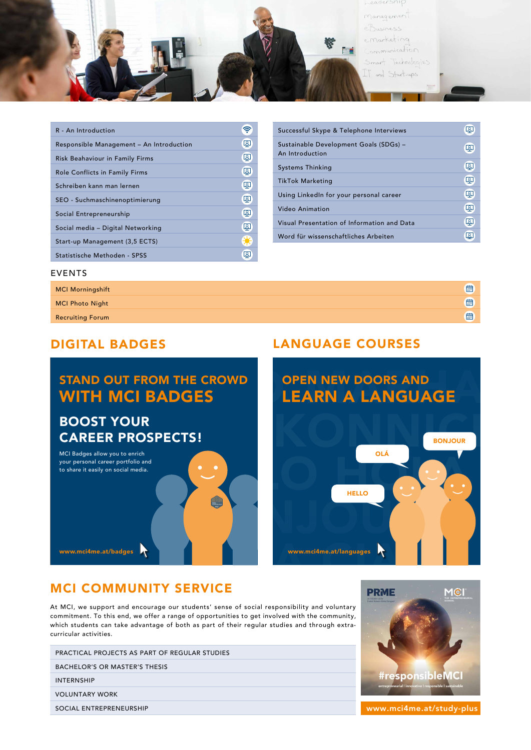- R - An Introduction
- Responsible Management – An Introduction
- Risk Beahaviour in Family Firms
- Role Conflicts in Family Firms
- Schreiben kann man lernen
- SEO - Suchmaschinenoptimierung
- Social Entrepreneurship
- Social media – Digital Networking
- Start-up Management (3,5 ECTS)
- Statistische Methoden - SPSS
- Successful Skype & Telephone Interviews
- Sustainable Development Goals (SDGs) – An Introduction
- Systems Thinking
- TikTok Marketing
- Using LinkedIn for your personal career
- Video Animation
- Visual Presentation of Information and Data
- Word für wissenschaftliches Arbeiten

## EVENTS

- MCI Morningshift
- MCI Photo Night
- Recruiting Forum

## DIGITAL BADGES

### STAND OUT FROM THE CROWD WITH MCI BADGES

### BOOST YOUR CAREER PROSPECTS!

MCI Badges allow you to enrich your personal career portfolio and to share it easily on social media.

www.mci4me.at/badges

## LANGUAGE COURSES

### OPEN NEW DOORS AND LEARN A LANGUAGE

www.mci4me.at/languages

## MCI COMMUNITY SERVICE

At MCI, we support and encourage our students' sense of social responsibility and voluntary commitment. To this end, we offer a range of opportunities to get involved with the community, which students can take advantage of both as part of their regular studies and through extra-curricular activities.

- PRACTICAL PROJECTS AS PART OF REGULAR STUDIES
- BACHELOR'S OR MASTER'S THESIS
- INTERNSHIP
- VOLUNTARY WORK
- SOCIAL ENTREPRENEURSHIP

#responsibleMCI

www.mci4me.at/study-plus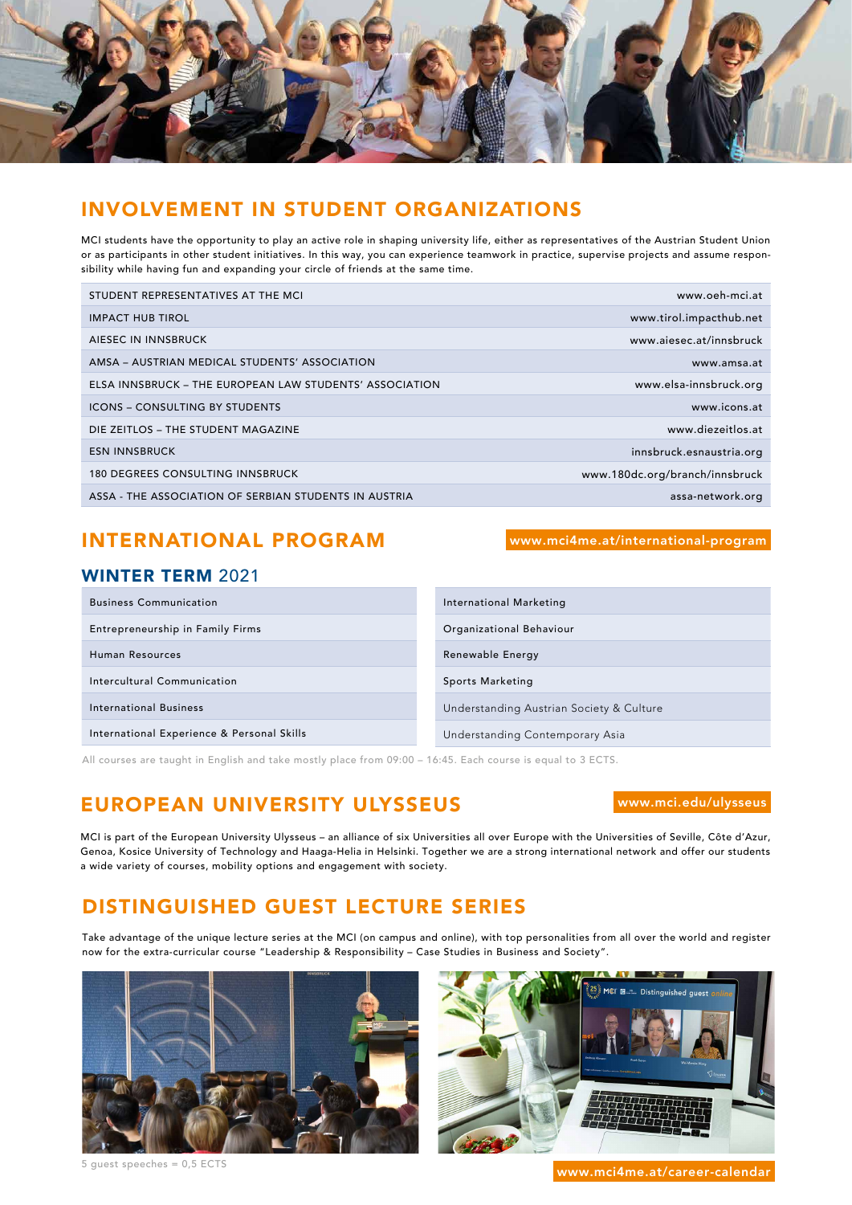## INVOLVEMENT IN STUDENT ORGANIZATIONS

MCI students have the opportunity to play an active role in shaping university life, either as representatives of the Austrian Student Union or as participants in other student initiatives. In this way, you can experience teamwork in practice, supervise projects and assume responsibility while having fun and expanding your circle of friends at the same time.

| | |
|---|---|
| STUDENT REPRESENTATIVES AT THE MCI | www.oeh-mci.at |
| IMPACT HUB TIROL | www.tirol.impacthub.net |
| AIESEC IN INNSBRUCK | www.aiesec.at/innsbruck |
| AMSA – AUSTRIAN MEDICAL STUDENTS' ASSOCIATION | www.amsa.at |
| ELSA INNSBRUCK – THE EUROPEAN LAW STUDENTS' ASSOCIATION | www.elsa-innsbruck.org |
| ICONS – CONSULTING BY STUDENTS | www.icons.at |
| DIE ZEITLOS – THE STUDENT MAGAZINE | www.diezeitlos.at |
| ESN INNSBRUCK | innsbruck.esnaustria.org |
| 180 DEGREES CONSULTING INNSBRUCK | www.180dc.org/branch/innsbruck |
| ASSA - THE ASSOCIATION OF SERBIAN STUDENTS IN AUSTRIA | assa-network.org |

## INTERNATIONAL PROGRAM

www.mci4me.at/international-program

### WINTER TERM 2021

| | |
|---|---|
| Business Communication | International Marketing |
| Entrepreneurship in Family Firms | Organizational Behaviour |
| Human Resources | Renewable Energy |
| Intercultural Communication | Sports Marketing |
| International Business | Understanding Austrian Society & Culture |
| International Experience & Personal Skills | Understanding Contemporary Asia |

All courses are taught in English and take mostly place from 09:00 – 16:45. Each course is equal to 3 ECTS.

## EUROPEAN UNIVERSITY ULYSSEUS

www.mci.edu/ulysseus

MCI is part of the European University Ulysseus – an alliance of six Universities all over Europe with the Universities of Seville, Côte d'Azur, Genoa, Kosice University of Technology and Haaga-Helia in Helsinki. Together we are a strong international network and offer our students a wide variety of courses, mobility options and engagement with society.

## DISTINGUISHED GUEST LECTURE SERIES

Take advantage of the unique lecture series at the MCI (on campus and online), with top personalities from all over the world and register now for the extra-curricular course "Leadership & Responsibility – Case Studies in Business and Society".

5 guest speeches = 0,5 ECTS

www.mci4me.at/career-calendar